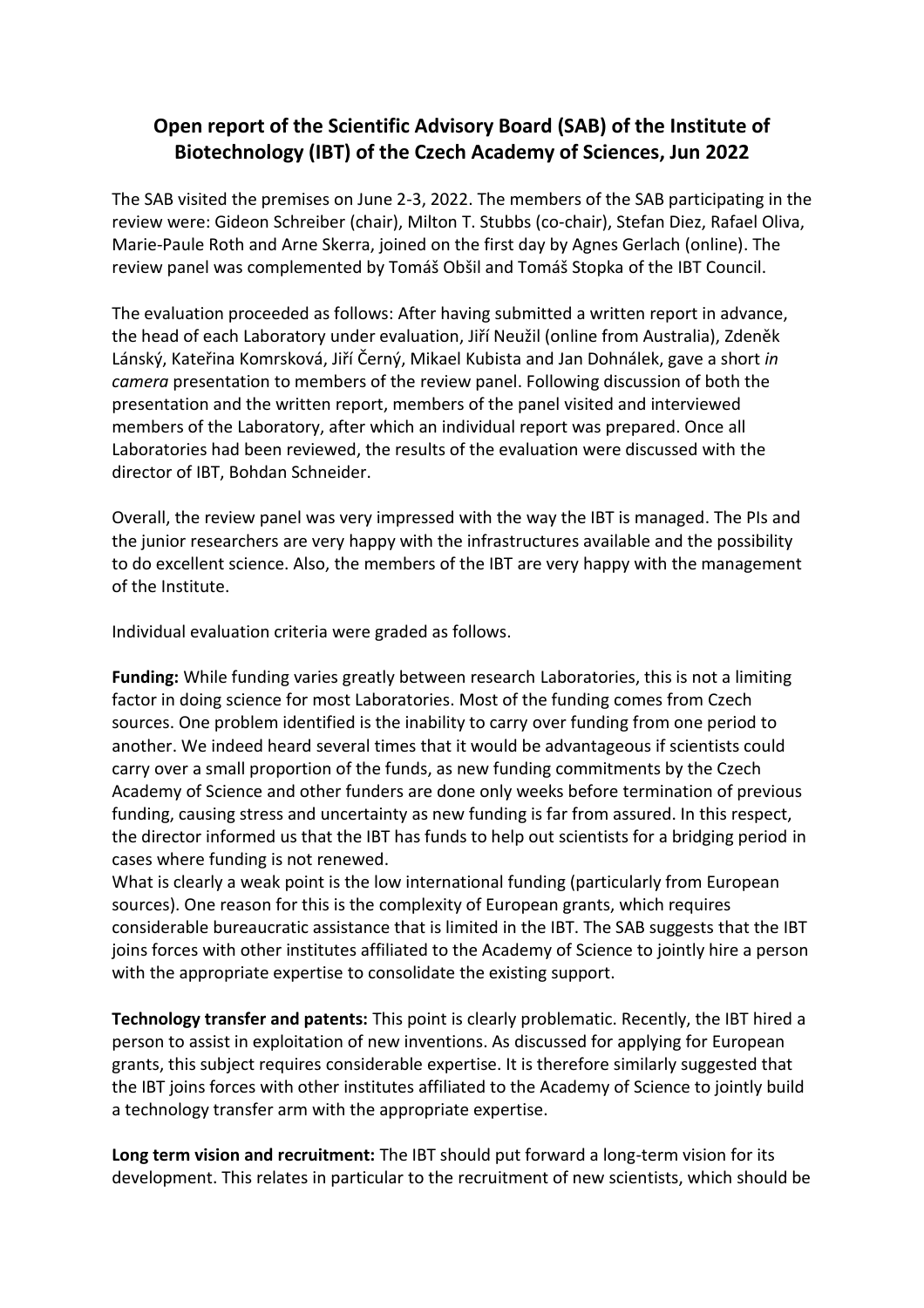# Open report of the Scientific Advisory Board (SAB) of the Institute of Biotechnology (IBT) of the Czech Academy of Sciences, Jun 2022

The SAB visited the premises on June 2-3, 2022. The members of the SAB participating in the review were: Gideon Schreiber (chair), Milton T. Stubbs (co-chair), Stefan Diez, Rafael Oliva, Marie-Paule Roth and Arne Skerra, joined on the first day by Agnes Gerlach (online). The review panel was complemented by Tomáš Obšil and Tomáš Stopka of the IBT Council.

The evaluation proceeded as follows: After having submitted a written report in advance, the head of each Laboratory under evaluation, Jiří Neužil (online from Australia), Zdeněk Lánský, Kateřina Komrsková, Jiří Černý, Mikael Kubista and Jan Dohnálek, gave a short *in camera* presentation to members of the review panel. Following discussion of both the presentation and the written report, members of the panel visited and interviewed members of the Laboratory, after which an individual report was prepared. Once all Laboratories had been reviewed, the results of the evaluation were discussed with the director of IBT, Bohdan Schneider.

Overall, the review panel was very impressed with the way the IBT is managed. The PIs and the junior researchers are very happy with the infrastructures available and the possibility to do excellent science. Also, the members of the IBT are very happy with the management of the Institute.

Individual evaluation criteria were graded as follows.

**Funding:** While funding varies greatly between research Laboratories, this is not a limiting factor in doing science for most Laboratories. Most of the funding comes from Czech sources. One problem identified is the inability to carry over funding from one period to another. We indeed heard several times that it would be advantageous if scientists could carry over a small proportion of the funds, as new funding commitments by the Czech Academy of Science and other funders are done only weeks before termination of previous funding, causing stress and uncertainty as new funding is far from assured. In this respect, the director informed us that the IBT has funds to help out scientists for a bridging period in cases where funding is not renewed.
What is clearly a weak point is the low international funding (particularly from European sources). One reason for this is the complexity of European grants, which requires considerable bureaucratic assistance that is limited in the IBT. The SAB suggests that the IBT joins forces with other institutes affiliated to the Academy of Science to jointly hire a person with the appropriate expertise to consolidate the existing support.

**Technology transfer and patents:** This point is clearly problematic. Recently, the IBT hired a person to assist in exploitation of new inventions. As discussed for applying for European grants, this subject requires considerable expertise. It is therefore similarly suggested that the IBT joins forces with other institutes affiliated to the Academy of Science to jointly build a technology transfer arm with the appropriate expertise.

**Long term vision and recruitment:** The IBT should put forward a long-term vision for its development. This relates in particular to the recruitment of new scientists, which should be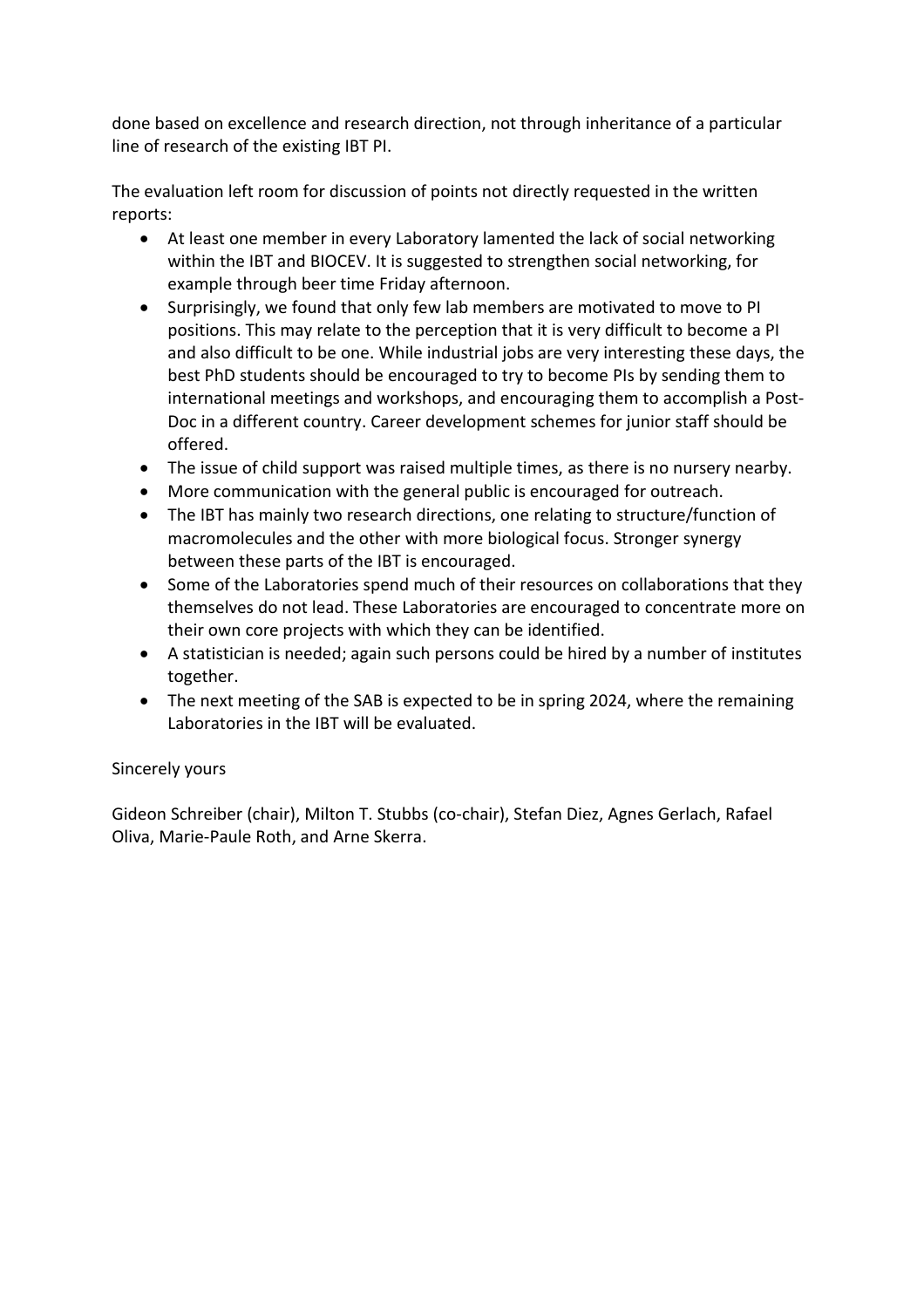done based on excellence and research direction, not through inheritance of a particular line of research of the existing IBT PI.

The evaluation left room for discussion of points not directly requested in the written reports:

- At least one member in every Laboratory lamented the lack of social networking within the IBT and BIOCEV. It is suggested to strengthen social networking, for example through beer time Friday afternoon.
- Surprisingly, we found that only few lab members are motivated to move to PI positions. This may relate to the perception that it is very difficult to become a PI and also difficult to be one. While industrial jobs are very interesting these days, the best PhD students should be encouraged to try to become PIs by sending them to international meetings and workshops, and encouraging them to accomplish a Post-Doc in a different country. Career development schemes for junior staff should be offered.
- The issue of child support was raised multiple times, as there is no nursery nearby.
- More communication with the general public is encouraged for outreach.
- The IBT has mainly two research directions, one relating to structure/function of macromolecules and the other with more biological focus. Stronger synergy between these parts of the IBT is encouraged.
- Some of the Laboratories spend much of their resources on collaborations that they themselves do not lead. These Laboratories are encouraged to concentrate more on their own core projects with which they can be identified.
- A statistician is needed; again such persons could be hired by a number of institutes together.
- The next meeting of the SAB is expected to be in spring 2024, where the remaining Laboratories in the IBT will be evaluated.

Sincerely yours

Gideon Schreiber (chair), Milton T. Stubbs (co-chair), Stefan Diez, Agnes Gerlach, Rafael Oliva, Marie-Paule Roth, and Arne Skerra.